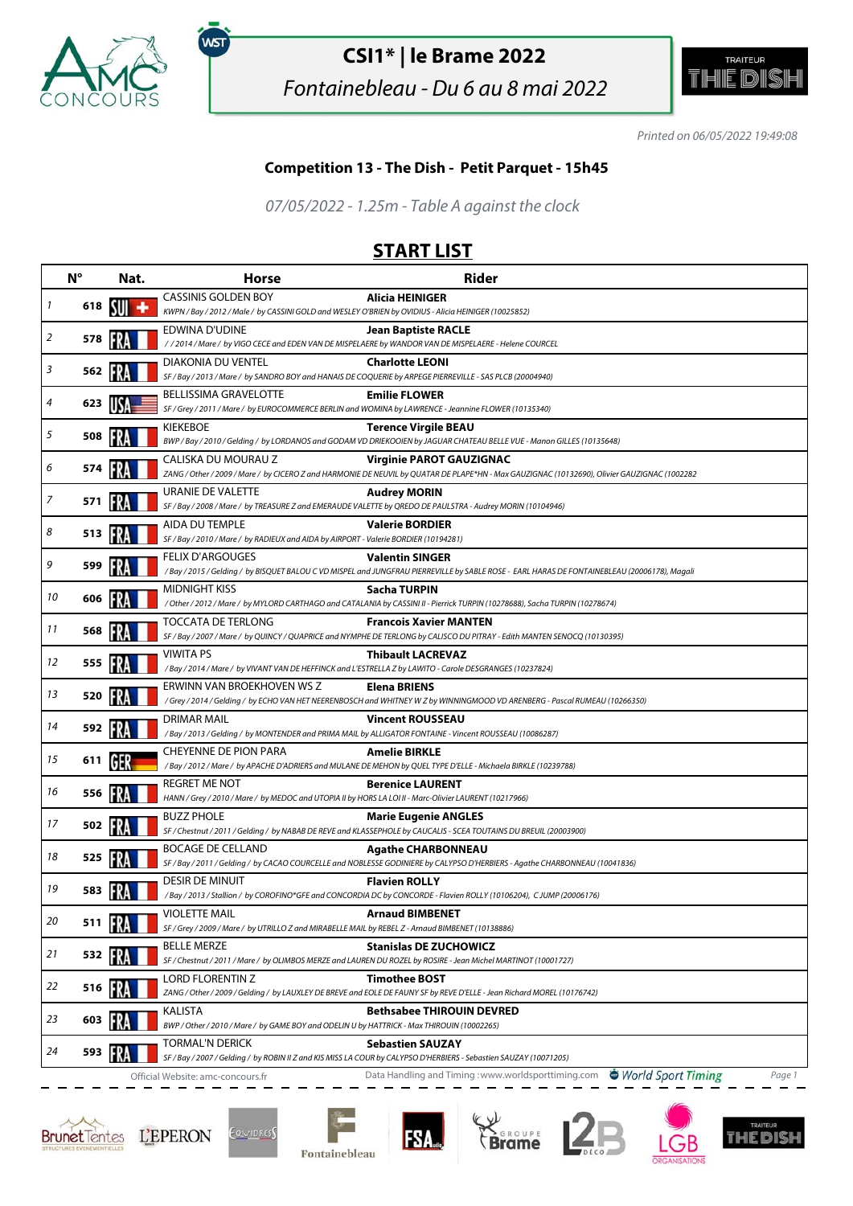# CSI1* | le Brame 2022

*Fontainebleau - Du 6 au 8 mai 2022*

*Printed on 06/05/2022 19:49:08*

### Competition 13 - The Dish - Petit Parquet - 15h45

*07/05/2022 - 1.25m - Table A against the clock*

## START LIST

| | N° | Nat. | Horse | Rider |
|---|---|---|---|---|
| 1 | 618 | SUI | CASSINIS GOLDEN BOY<br>*KWPN / Bay / 2012 / Male / by CASSINI GOLD and WESLEY O'BRIEN by OVIDIUS - Alicia HEINIGER (10025852)* | **Alicia HEINIGER** |
| 2 | 578 | FRA | EDWINA D'UDINE<br>*/ / 2014 / Mare / by VIGO CECE and EDEN VAN DE MISPELAERE by WANDOR VAN DE MISPELAERE - Helene COURCEL* | **Jean Baptiste RACLE** |
| 3 | 562 | FRA | DIAKONIA DU VENTEL<br>*SF / Bay / 2013 / Mare / by SANDRO BOY and HANAIS DE COQUERIE by ARPEGE PIERREVILLE - SAS PLCB (20004940)* | **Charlotte LEONI** |
| 4 | 623 | USA | BELLISSIMA GRAVELOTTE<br>*SF / Grey / 2011 / Mare / by EUROCOMMERCE BERLIN and WOMINA by LAWRENCE - Jeannine FLOWER (10135340)* | **Emilie FLOWER** |
| 5 | 508 | FRA | KIEKEBOE<br>*BWP / Bay / 2010 / Gelding / by LORDANOS and GODAM VD DRIEKOOIEN by JAGUAR CHATEAU BELLE VUE - Manon GILLES (10135648)* | **Terence Virgile BEAU** |
| 6 | 574 | FRA | CALISKA DU MOURAU Z<br>*ZANG / Other / 2009 / Mare / by CICERO Z and HARMONIE DE NEUVIL by QUATAR DE PLAPE\*HN - Max GAUZIGNAC (10132690), Olivier GAUZIGNAC (1002282* | **Virginie PAROT GAUZIGNAC** |
| 7 | 571 | FRA | URANIE DE VALETTE<br>*SF / Bay / 2008 / Mare / by TREASURE Z and EMERAUDE VALETTE by QREDO DE PAULSTRA - Audrey MORIN (10104946)* | **Audrey MORIN** |
| 8 | 513 | FRA | AIDA DU TEMPLE<br>*SF / Bay / 2010 / Mare / by RADIEUX and AIDA by AIRPORT - Valerie BORDIER (10194281)* | **Valerie BORDIER** |
| 9 | 599 | FRA | FELIX D'ARGOUGES<br>*/ Bay / 2015 / Gelding / by BISQUET BALOU C VD MISPEL and JUNGFRAU PIERREVILLE by SABLE ROSE - EARL HARAS DE FONTAINEBLEAU (20006178), Magali* | **Valentin SINGER** |
| 10 | 606 | FRA | MIDNIGHT KISS<br>*/ Other / 2012 / Mare / by MYLORD CARTHAGO and CATALANIA by CASSINI II - Pierrick TURPIN (10278688), Sacha TURPIN (10278674)* | **Sacha TURPIN** |
| 11 | 568 | FRA | TOCCATA DE TERLONG<br>*SF / Bay / 2007 / Mare / by QUINCY / QUAPRICE and NYMPHE DE TERLONG by CALISCO DU PITRAY - Edith MANTEN SENOCQ (10130395)* | **Francois Xavier MANTEN** |
| 12 | 555 | FRA | VIWITA PS<br>*/ Bay / 2014 / Mare / by VIVANT VAN DE HEFFINCK and L'ESTRELLA Z by LAWITO - Carole DESGRANGES (10237824)* | **Thibault LACREVAZ** |
| 13 | 520 | FRA | ERWINN VAN BROEKHOVEN WS Z<br>*/ Grey / 2014 / Gelding / by ECHO VAN HET NEERENBOSCH and WHITNEY W Z by WINNINGMOOD VD ARENBERG - Pascal RUMEAU (10266350)* | **Elena BRIENS** |
| 14 | 592 | FRA | DRIMAR MAIL<br>*/ Bay / 2013 / Gelding / by MONTENDER and PRIMA MAIL by ALLIGATOR FONTAINE - Vincent ROUSSEAU (10086287)* | **Vincent ROUSSEAU** |
| 15 | 611 | GER | CHEYENNE DE PION PARA<br>*/ Bay / 2012 / Mare / by APACHE D'ADRIERS and MULANE DE MEHON by QUEL TYPE D'ELLE - Michaela BIRKLE (10239788)* | **Amelie BIRKLE** |
| 16 | 556 | FRA | REGRET ME NOT<br>*HANN / Grey / 2010 / Mare / by MEDOC and UTOPIA II by HORS LA LOI II - Marc-Olivier LAURENT (10217966)* | **Berenice LAURENT** |
| 17 | 502 | FRA | BUZZ PHOLE<br>*SF / Chestnut / 2011 / Gelding / by NABAB DE REVE and KLASSEPHOLE by CAUCALIS - SCEA TOUTAINS DU BREUIL (20003900)* | **Marie Eugenie ANGLES** |
| 18 | 525 | FRA | BOCAGE DE CELLAND<br>*SF / Bay / 2011 / Gelding / by CACAO COURCELLE and NOBLESSE GODINIERE by CALYPSO D'HERBIERS - Agathe CHARBONNEAU (10041836)* | **Agathe CHARBONNEAU** |
| 19 | 583 | FRA | DESIR DE MINUIT<br>*/ Bay / 2013 / Stallion / by COROFINO\*GFE and CONCORDIA DC by CONCORDE - Flavien ROLLY (10106204), C JUMP (20006176)* | **Flavien ROLLY** |
| 20 | 511 | FRA | VIOLETTE MAIL<br>*SF / Grey / 2009 / Mare / by UTRILLO Z and MIRABELLE MAIL by REBEL Z - Arnaud BIMBENET (10138886)* | **Arnaud BIMBENET** |
| 21 | 532 | FRA | BELLE MERZE<br>*SF / Chestnut / 2011 / Mare / by OLIMBOS MERZE and LAUREN DU ROZEL by ROSIRE - Jean Michel MARTINOT (10001727)* | **Stanislas DE ZUCHOWICZ** |
| 22 | 516 | FRA | LORD FLORENTIN Z<br>*ZANG / Other / 2009 / Gelding / by LAUXLEY DE BREVE and EOLE DE FAUNY SF by REVE D'ELLE - Jean Richard MOREL (10176742)* | **Timothee BOST** |
| 23 | 603 | FRA | KALISTA<br>*BWP / Other / 2010 / Mare / by GAME BOY and ODELIN U by HATTRICK - Max THIROUIN (10002265)* | **Bethsabee THIROUIN DEVRED** |
| 24 | 593 | FRA | TORMAL'N DERICK<br>*SF / Bay / 2007 / Gelding / by ROBIN II Z and KIS MISS LA COUR by CALYPSO D'HERBIERS - Sebastien SAUZAY (10071205)* | **Sebastien SAUZAY** |

Official Website: amc-concours.fr — Data Handling and Timing : www.worldsporttiming.com — World Sport Timing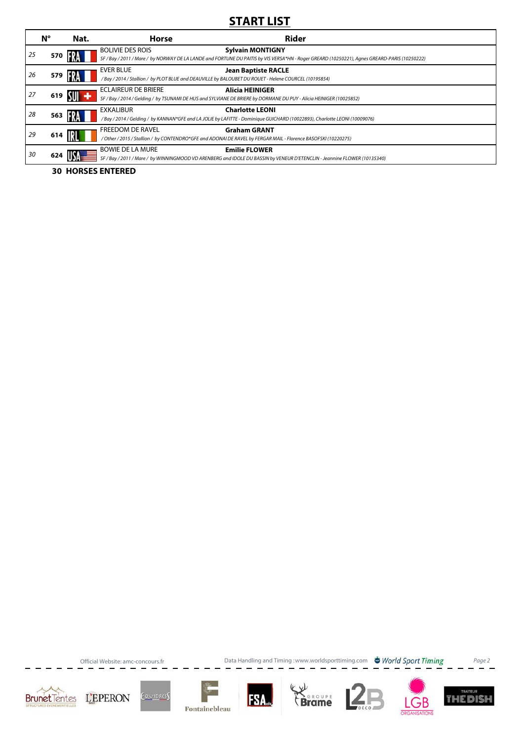# START LIST

| | N° | Nat. | Horse | Rider |
|---|---|---|---|---|
| 25 | 570 | FRA | BOLIVIE DES ROIS<br>*SF / Bay / 2011 / Mare / by NORWAY DE LA LANDE and FORTUNE DU PAITIS by VIS VERSA*HN - Roger GREARD (10250221), Agnes GREARD-PARIS (10250222)* | **Sylvain MONTIGNY** |
| 26 | 579 | FRA | EVER BLUE<br>*/ Bay / 2014 / Stallion / by PLOT BLUE and DEAUVILLE by BALOUBET DU ROUET - Helene COURCEL (10195854)* | **Jean Baptiste RACLE** |
| 27 | 619 | SUI | ECLAIREUR DE BRIERE<br>*SF / Bay / 2014 / Gelding / by TSUNAMI DE HUS and SYLVIANE DE BRIERE by DORMANE DU PUY - Alicia HEINIGER (10025852)* | **Alicia HEINIGER** |
| 28 | 563 | FRA | EXKALIBUR<br>*/ Bay / 2014 / Gelding / by KANNAN*GFE and LA JOLIE by LAFITTE - Dominique GUICHARD (10022893), Charlotte LEONI (10009076)* | **Charlotte LEONI** |
| 29 | 614 | IRL | FREEDOM DE RAVEL<br>*/ Other / 2015 / Stallion / by CONTENDRO*GFE and ADONAI DE RAVEL by FERGAR MAIL - Florence BASOFSKI (10220275)* | **Graham GRANT** |
| 30 | 624 | USA | BOWIE DE LA MURE<br>*SF / Bay / 2011 / Mare / by WINNINGMOOD VD ARENBERG and IDOLE DU BASSIN by VENEUR D'ETENCLIN - Jeannine FLOWER (10135340)* | **Emilie FLOWER** |

**30 HORSES ENTERED**

Official Website: amc-concours.fr

Data Handling and Timing : www.worldsporttiming.com World Sport Timing